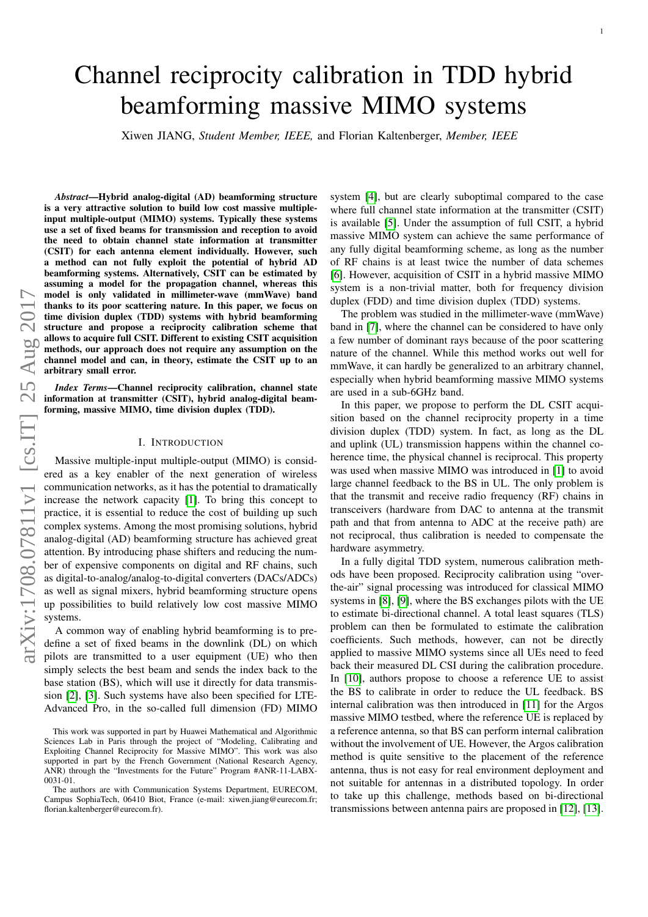# Channel reciprocity calibration in TDD hybrid beamforming massive MIMO systems

Xiwen JIANG, *Student Member, IEEE,* and Florian Kaltenberger, *Member, IEEE*

***Abstract*—Hybrid analog-digital (AD) beamforming structure is a very attractive solution to build low cost massive multiple-input multiple-output (MIMO) systems. Typically these systems use a set of fixed beams for transmission and reception to avoid the need to obtain channel state information at transmitter (CSIT) for each antenna element individually. However, such a method can not fully exploit the potential of hybrid AD beamforming systems. Alternatively, CSIT can be estimated by assuming a model for the propagation channel, whereas this model is only validated in millimeter-wave (mmWave) band thanks to its poor scattering nature. In this paper, we focus on time division duplex (TDD) systems with hybrid beamforming structure and propose a reciprocity calibration scheme that allows to acquire full CSIT. Different to existing CSIT acquisition methods, our approach does not require any assumption on the channel model and can, in theory, estimate the CSIT up to an arbitrary small error.**

***Index Terms*—Channel reciprocity calibration, channel state information at transmitter (CSIT), hybrid analog-digital beamforming, massive MIMO, time division duplex (TDD).**

## I. Introduction

Massive multiple-input multiple-output (MIMO) is considered as a key enabler of the next generation of wireless communication networks, as it has the potential to dramatically increase the network capacity [1]. To bring this concept to practice, it is essential to reduce the cost of building up such complex systems. Among the most promising solutions, hybrid analog-digital (AD) beamforming structure has achieved great attention. By introducing phase shifters and reducing the number of expensive components on digital and RF chains, such as digital-to-analog/analog-to-digital converters (DACs/ADCs) as well as signal mixers, hybrid beamforming structure opens up possibilities to build relatively low cost massive MIMO systems.

A common way of enabling hybrid beamforming is to predefine a set of fixed beams in the downlink (DL) on which pilots are transmitted to a user equipment (UE) who then simply selects the best beam and sends the index back to the base station (BS), which will use it directly for data transmission [2], [3]. Such systems have also been specified for LTE-Advanced Pro, in the so-called full dimension (FD) MIMO system [4], but are clearly suboptimal compared to the case where full channel state information at the transmitter (CSIT) is available [5]. Under the assumption of full CSIT, a hybrid massive MIMO system can achieve the same performance of any fully digital beamforming scheme, as long as the number of RF chains is at least twice the number of data schemes [6]. However, acquisition of CSIT in a hybrid massive MIMO system is a non-trivial matter, both for frequency division duplex (FDD) and time division duplex (TDD) systems.

The problem was studied in the millimeter-wave (mmWave) band in [7], where the channel can be considered to have only a few number of dominant rays because of the poor scattering nature of the channel. While this method works out well for mmWave, it can hardly be generalized to an arbitrary channel, especially when hybrid beamforming massive MIMO systems are used in a sub-6GHz band.

In this paper, we propose to perform the DL CSIT acquisition based on the channel reciprocity property in a time division duplex (TDD) system. In fact, as long as the DL and uplink (UL) transmission happens within the channel coherence time, the physical channel is reciprocal. This property was used when massive MIMO was introduced in [1] to avoid large channel feedback to the BS in UL. The only problem is that the transmit and receive radio frequency (RF) chains in transceivers (hardware from DAC to antenna at the transmit path and that from antenna to ADC at the receive path) are not reciprocal, thus calibration is needed to compensate the hardware asymmetry.

In a fully digital TDD system, numerous calibration methods have been proposed. Reciprocity calibration using "over-the-air" signal processing was introduced for classical MIMO systems in [8], [9], where the BS exchanges pilots with the UE to estimate bi-directional channel. A total least squares (TLS) problem can then be formulated to estimate the calibration coefficients. Such methods, however, can not be directly applied to massive MIMO systems since all UEs need to feed back their measured DL CSI during the calibration procedure. In [10], authors propose to choose a reference UE to assist the BS to calibrate in order to reduce the UL feedback. BS internal calibration was then introduced in [11] for the Argos massive MIMO testbed, where the reference UE is replaced by a reference antenna, so that BS can perform internal calibration without the involvement of UE. However, the Argos calibration method is quite sensitive to the placement of the reference antenna, thus is not easy for real environment deployment and not suitable for antennas in a distributed topology. In order to take up this challenge, methods based on bi-directional transmissions between antenna pairs are proposed in [12], [13].

This work was supported in part by Huawei Mathematical and Algorithmic Sciences Lab in Paris through the project of "Modeling, Calibrating and Exploiting Channel Reciprocity for Massive MIMO". This work was also supported in part by the French Government (National Research Agency, ANR) through the "Investments for the Future" Program #ANR-11-LABX-0031-01.

The authors are with Communication Systems Department, EURECOM, Campus SophiaTech, 06410 Biot, France (e-mail: xiwen.jiang@eurecom.fr; florian.kaltenberger@eurecom.fr).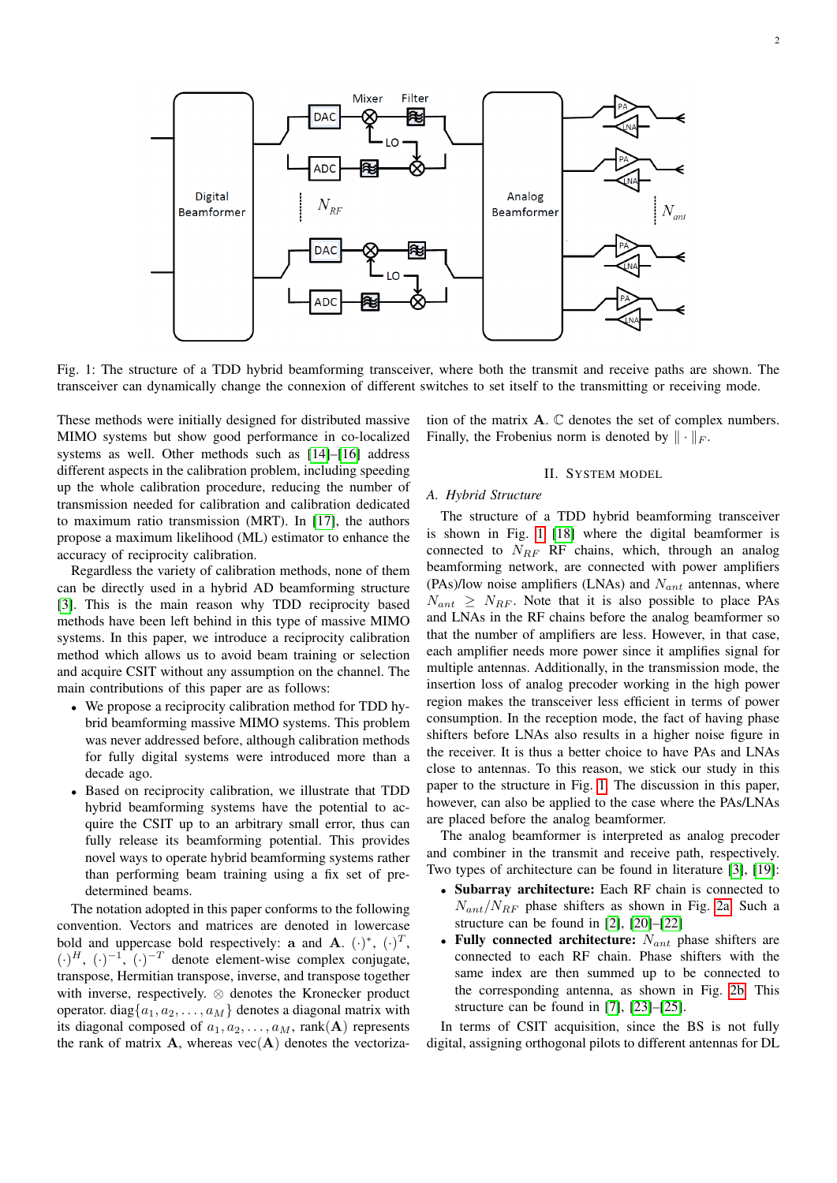Fig. 1: The structure of a TDD hybrid beamforming transceiver, where both the transmit and receive paths are shown. The transceiver can dynamically change the connexion of different switches to set itself to the transmitting or receiving mode.

These methods were initially designed for distributed massive MIMO systems but show good performance in co-localized systems as well. Other methods such as [14]–[16] address different aspects in the calibration problem, including speeding up the whole calibration procedure, reducing the number of transmission needed for calibration and calibration dedicated to maximum ratio transmission (MRT). In [17], the authors propose a maximum likelihood (ML) estimator to enhance the accuracy of reciprocity calibration.

Regardless the variety of calibration methods, none of them can be directly used in a hybrid AD beamforming structure [3]. This is the main reason why TDD reciprocity based methods have been left behind in this type of massive MIMO systems. In this paper, we introduce a reciprocity calibration method which allows us to avoid beam training or selection and acquire CSIT without any assumption on the channel. The main contributions of this paper are as follows:

- We propose a reciprocity calibration method for TDD hybrid beamforming massive MIMO systems. This problem was never addressed before, although calibration methods for fully digital systems were introduced more than a decade ago.
- Based on reciprocity calibration, we illustrate that TDD hybrid beamforming systems have the potential to acquire the CSIT up to an arbitrary small error, thus can fully release its beamforming potential. This provides novel ways to operate hybrid beamforming systems rather than performing beam training using a fix set of predetermined beams.

The notation adopted in this paper conforms to the following convention. Vectors and matrices are denoted in lowercase bold and uppercase bold respectively: $\mathbf{a}$ and $\mathbf{A}$. $(\cdot)^*$, $(\cdot)^T$, $(\cdot)^H$, $(\cdot)^{-1}$, $(\cdot)^{-T}$ denote element-wise complex conjugate, transpose, Hermitian transpose, inverse, and transpose together with inverse, respectively. $\otimes$ denotes the Kronecker product operator. $\text{diag}\{a_1, a_2, \ldots, a_M\}$ denotes a diagonal matrix with its diagonal composed of $a_1, a_2, \ldots, a_M$, $\text{rank}(\mathbf{A})$ represents the rank of matrix $\mathbf{A}$, whereas $\text{vec}(\mathbf{A})$ denotes the vectorization of the matrix $\mathbf{A}$. $\mathbb{C}$ denotes the set of complex numbers. Finally, the Frobenius norm is denoted by $\|\cdot\|_F$.

## II. System Model

### A. Hybrid Structure

The structure of a TDD hybrid beamforming transceiver is shown in Fig. 1 [18] where the digital beamformer is connected to $N_{RF}$ RF chains, which, through an analog beamforming network, are connected with power amplifiers (PAs)/low noise amplifiers (LNAs) and $N_{ant}$ antennas, where $N_{ant} \geq N_{RF}$. Note that it is also possible to place PAs and LNAs in the RF chains before the analog beamformer so that the number of amplifiers are less. However, in that case, each amplifier needs more power since it amplifies signal for multiple antennas. Additionally, in the transmission mode, the insertion loss of analog precoder working in the high power region makes the transceiver less efficient in terms of power consumption. In the reception mode, the fact of having phase shifters before LNAs also results in a higher noise figure in the receiver. It is thus a better choice to have PAs and LNAs close to antennas. To this reason, we stick our study in this paper to the structure in Fig. 1. The discussion in this paper, however, can also be applied to the case where the PAs/LNAs are placed before the analog beamformer.

The analog beamformer is interpreted as analog precoder and combiner in the transmit and receive path, respectively. Two types of architecture can be found in literature [3], [19]:

- **Subarray architecture:** Each RF chain is connected to $N_{ant}/N_{RF}$ phase shifters as shown in Fig. 2a. Such a structure can be found in [2], [20]–[22].
- **Fully connected architecture:** $N_{ant}$ phase shifters are connected to each RF chain. Phase shifters with the same index are then summed up to be connected to the corresponding antenna, as shown in Fig. 2b. This structure can be found in [7], [23]–[25].

In terms of CSIT acquisition, since the BS is not fully digital, assigning orthogonal pilots to different antennas for DL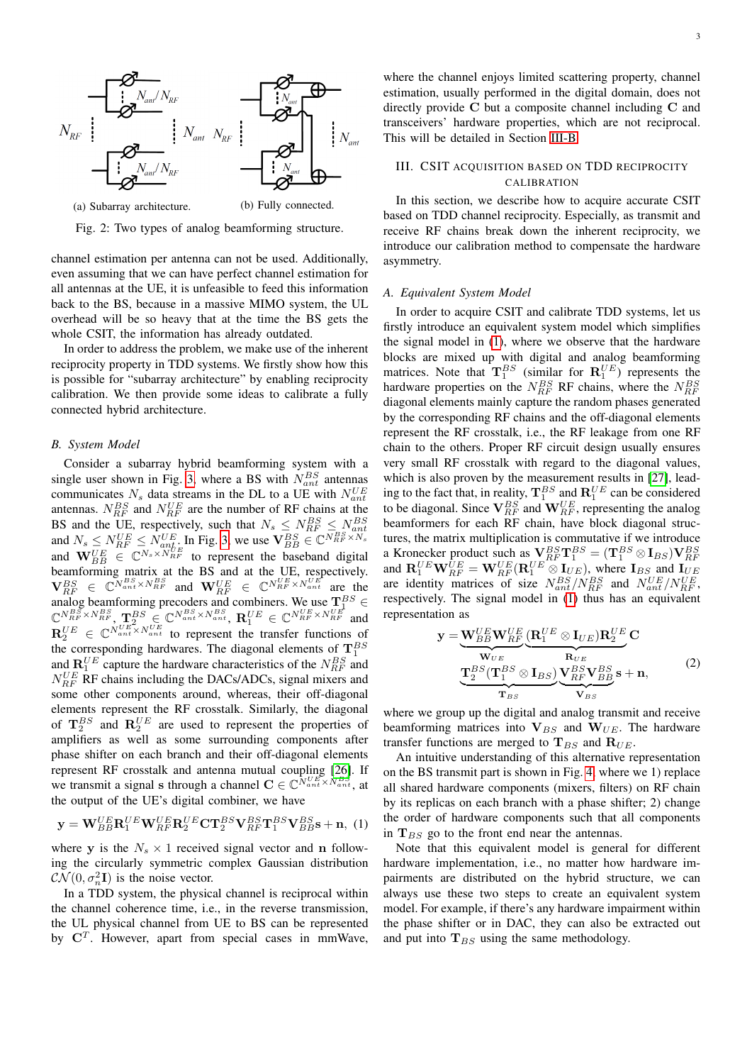(a) Subarray architecture. (b) Fully connected.

Fig. 2: Two types of analog beamforming structure.

channel estimation per antenna can not be used. Additionally, even assuming that we can have perfect channel estimation for all antennas at the UE, it is unfeasible to feed this information back to the BS, because in a massive MIMO system, the UL overhead will be so heavy that at the time the BS gets the whole CSIT, the information has already outdated.

In order to address the problem, we make use of the inherent reciprocity property in TDD systems. We firstly show how this is possible for "subarray architecture" by enabling reciprocity calibration. We then provide some ideas to calibrate a fully connected hybrid architecture.

### B. System Model

Consider a subarray hybrid beamforming system with a single user shown in Fig. 3, where a BS with $N_{ant}^{BS}$ antennas communicates $N_s$ data streams in the DL to a UE with $N_{ant}^{UE}$ antennas. $N_{RF}^{BS}$ and $N_{RF}^{UE}$ are the number of RF chains at the BS and the UE, respectively, such that $N_s \le N_{RF}^{BS} \le N_{ant}^{BS}$ and $N_s \le N_{RF}^{UE} \le N_{ant}^{UE}$. In Fig. 3, we use $\mathbf{V}_{BB}^{BS} \in \mathbb{C}^{N_{RF}^{BS} \times N_s}$ and $\mathbf{W}_{BB}^{UE} \in \mathbb{C}^{N_s \times N_{RF}^{UE}}$ to represent the baseband digital beamforming matrix at the BS and at the UE, respectively. $\mathbf{V}_{RF}^{BS} \in \mathbb{C}^{N_{ant}^{BS} \times N_{RF}^{BS}}$ and $\mathbf{W}_{RF}^{UE} \in \mathbb{C}^{N_{RF}^{UE} \times N_{ant}^{UE}}$ are the analog beamforming precoders and combiners. We use $\mathbf{T}_1^{BS} \in \mathbb{C}^{N_{RF}^{BS} \times N_{RF}^{BS}}$, $\mathbf{T}_2^{BS} \in \mathbb{C}^{N_{ant}^{BS} \times N_{ant}^{BS}}$, $\mathbf{R}_1^{UE} \in \mathbb{C}^{N_{RF}^{UE} \times N_{RF}^{UE}}$ and $\mathbf{R}_2^{UE} \in \mathbb{C}^{N_{ant}^{UE} \times N_{ant}^{UE}}$ to represent the transfer functions of the corresponding hardwares. The diagonal elements of $\mathbf{T}_1^{BS}$ and $\mathbf{R}_1^{UE}$ capture the hardware characteristics of the $N_{RF}^{BS}$ and $N_{RF}^{UE}$ RF chains including the DACs/ADCs, signal mixers and some other components around, whereas, their off-diagonal elements represent the RF crosstalk. Similarly, the diagonal of $\mathbf{T}_2^{BS}$ and $\mathbf{R}_2^{UE}$ are used to represent the properties of amplifiers as well as some surrounding components after phase shifter on each branch and their off-diagonal elements represent RF crosstalk and antenna mutual coupling [26]. If we transmit a signal $\mathbf{s}$ through a channel $\mathbf{C} \in \mathbb{C}^{N_{ant}^{UE} \times N_{ant}^{BS}}$, at the output of the UE's digital combiner, we have

$$\mathbf{y} = \mathbf{W}_{BB}^{UE}\mathbf{R}_1^{UE}\mathbf{W}_{RF}^{UE}\mathbf{R}_2^{UE}\mathbf{C}\mathbf{T}_2^{BS}\mathbf{V}_{RF}^{BS}\mathbf{T}_1^{BS}\mathbf{V}_{BB}^{BS}\mathbf{s} + \mathbf{n}, \quad (1)$$

where $\mathbf{y}$ is the $N_s \times 1$ received signal vector and $\mathbf{n}$ following the circularly symmetric complex Gaussian distribution $\mathcal{CN}(0, \sigma_n^2\mathbf{I})$ is the noise vector.

In a TDD system, the physical channel is reciprocal within the channel coherence time, i.e., in the reverse transmission, the UL physical channel from UE to BS can be represented by $\mathbf{C}^T$. However, apart from special cases in mmWave, where the channel enjoys limited scattering property, channel estimation, usually performed in the digital domain, does not directly provide $\mathbf{C}$ but a composite channel including $\mathbf{C}$ and transceivers' hardware properties, which are not reciprocal. This will be detailed in Section III-B.

## III. CSIT Acquisition Based on TDD Reciprocity Calibration

In this section, we describe how to acquire accurate CSIT based on TDD channel reciprocity. Especially, as transmit and receive RF chains break down the inherent reciprocity, we introduce our calibration method to compensate the hardware asymmetry.

### A. Equivalent System Model

In order to acquire CSIT and calibrate TDD systems, let us firstly introduce an equivalent system model which simplifies the signal model in (1), where we observe that the hardware blocks are mixed up with digital and analog beamforming matrices. Note that $\mathbf{T}_1^{BS}$ (similar for $\mathbf{R}_1^{UE}$) represents the hardware properties on the $N_{RF}^{BS}$ RF chains, where the $N_{RF}^{BS}$ diagonal elements mainly capture the random phases generated by the corresponding RF chains and the off-diagonal elements represent the RF crosstalk, i.e., the RF leakage from one RF chain to the others. Proper RF circuit design usually ensures very small RF crosstalk with regard to the diagonal values, which is also proven by the measurement results in [27], leading to the fact that, in reality, $\mathbf{T}_1^{BS}$ and $\mathbf{R}_1^{UE}$ can be considered to be diagonal. Since $\mathbf{V}_{RF}^{BS}$ and $\mathbf{W}_{RF}^{UE}$, representing the analog beamformers for each RF chain, have block diagonal structures, the matrix multiplication is commutative if we introduce a Kronecker product such as $\mathbf{V}_{RF}^{BS}\mathbf{T}_1^{BS} = (\mathbf{T}_1^{BS} \otimes \mathbf{I}_{BS})\mathbf{V}_{RF}^{BS}$ and $\mathbf{R}_1^{UE}\mathbf{W}_{RF}^{UE} = \mathbf{W}_{RF}^{UE}(\mathbf{R}_1^{UE} \otimes \mathbf{I}_{UE})$, where $\mathbf{I}_{BS}$ and $\mathbf{I}_{UE}$ are identity matrices of size $N_{ant}^{BS}/N_{RF}^{BS}$ and $N_{ant}^{UE}/N_{RF}^{UE}$, respectively. The signal model in (1) thus has an equivalent representation as

$$\mathbf{y} = \underbrace{\mathbf{W}_{BB}^{UE}\mathbf{W}_{RF}^{UE}}_{\mathbf{W}_{UE}}\underbrace{(\mathbf{R}_1^{UE} \otimes \mathbf{I}_{UE})\mathbf{R}_2^{UE}}_{\mathbf{R}_{UE}}\mathbf{C} \underbrace{\mathbf{T}_2^{BS}(\mathbf{T}_1^{BS} \otimes \mathbf{I}_{BS})}_{\mathbf{T}_{BS}}\underbrace{\mathbf{V}_{RF}^{BS}\mathbf{V}_{BB}^{BS}}_{\mathbf{V}_{BS}}\mathbf{s} + \mathbf{n}, \quad (2)$$

where we group up the digital and analog transmit and receive beamforming matrices into $\mathbf{V}_{BS}$ and $\mathbf{W}_{UE}$. The hardware transfer functions are merged to $\mathbf{T}_{BS}$ and $\mathbf{R}_{UE}$.

An intuitive understanding of this alternative representation on the BS transmit part is shown in Fig. 4, where we 1) replace all shared hardware components (mixers, filters) on RF chain by its replicas on each branch with a phase shifter; 2) change the order of hardware components such that all components in $\mathbf{T}_{BS}$ go to the front end near the antennas.

Note that this equivalent model is general for different hardware implementation, i.e., no matter how hardware impairments are distributed on the hybrid structure, we can always use these two steps to create an equivalent system model. For example, if there's any hardware impairment within the phase shifter or in DAC, they can also be extracted out and put into $\mathbf{T}_{BS}$ using the same methodology.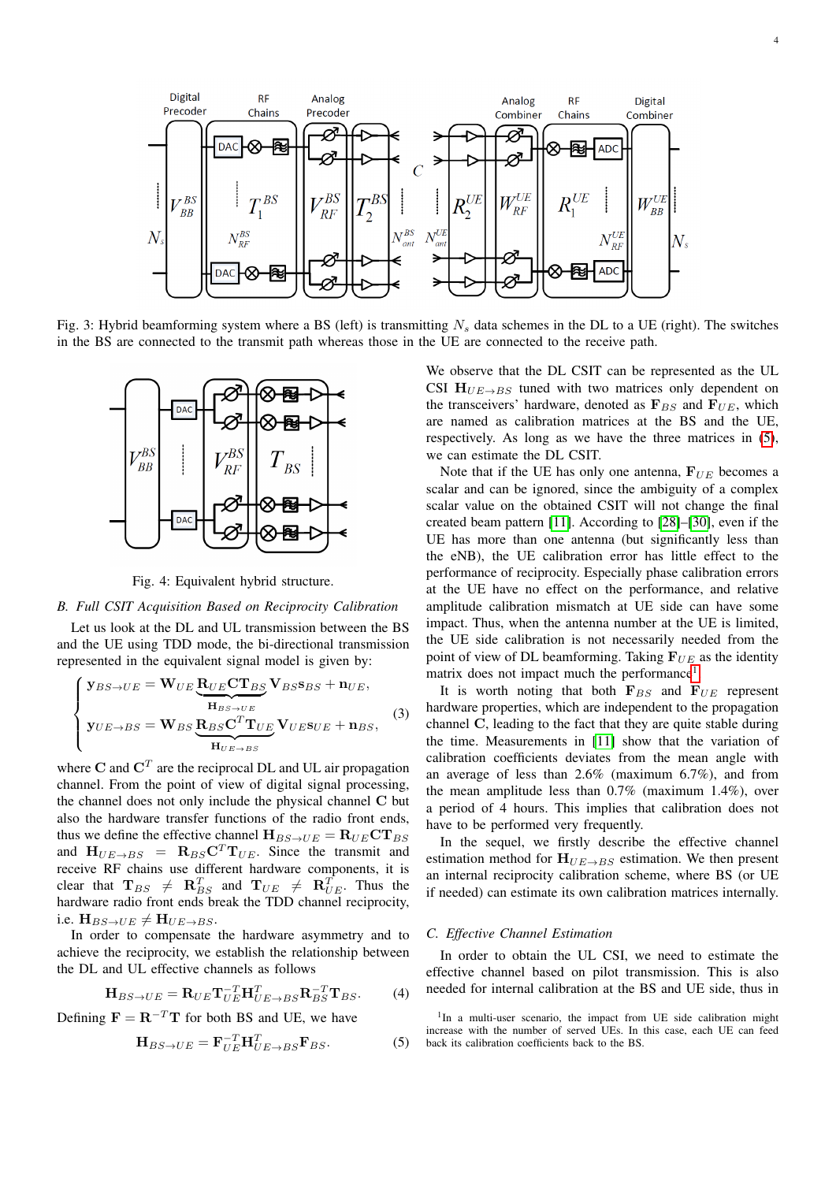Fig. 3: Hybrid beamforming system where a BS (left) is transmitting $N_s$ data schemes in the DL to a UE (right). The switches in the BS are connected to the transmit path whereas those in the UE are connected to the receive path.

Fig. 4: Equivalent hybrid structure.

### B. Full CSIT Acquisition Based on Reciprocity Calibration

Let us look at the DL and UL transmission between the BS and the UE using TDD mode, the bi-directional transmission represented in the equivalent signal model is given by:

$$\begin{cases} \mathbf{y}_{BS\to UE} = \mathbf{W}_{UE}\underbrace{\mathbf{R}_{UE}\mathbf{C}\mathbf{T}_{BS}}_{\mathbf{H}_{BS\to UE}}\mathbf{V}_{BS}\mathbf{s}_{BS} + \mathbf{n}_{UE}, \\ \mathbf{y}_{UE\to BS} = \mathbf{W}_{BS}\underbrace{\mathbf{R}_{BS}\mathbf{C}^T\mathbf{T}_{UE}}_{\mathbf{H}_{UE\to BS}}\mathbf{V}_{UE}\mathbf{s}_{UE} + \mathbf{n}_{BS}, \end{cases} \tag{3}$$

where $\mathbf{C}$ and $\mathbf{C}^T$ are the reciprocal DL and UL air propagation channel. From the point of view of digital signal processing, the channel does not only include the physical channel $\mathbf{C}$ but also the hardware transfer functions of the radio front ends, thus we define the effective channel $\mathbf{H}_{BS\to UE} = \mathbf{R}_{UE}\mathbf{C}\mathbf{T}_{BS}$ and $\mathbf{H}_{UE\to BS} = \mathbf{R}_{BS}\mathbf{C}^T\mathbf{T}_{UE}$. Since the transmit and receive RF chains use different hardware components, it is clear that $\mathbf{T}_{BS} \neq \mathbf{R}_{BS}^T$ and $\mathbf{T}_{UE} \neq \mathbf{R}_{UE}^T$. Thus the hardware radio front ends break the TDD channel reciprocity, i.e. $\mathbf{H}_{BS\to UE} \neq \mathbf{H}_{UE\to BS}$.

In order to compensate the hardware asymmetry and to achieve the reciprocity, we establish the relationship between the DL and UL effective channels as follows

$$\mathbf{H}_{BS\to UE} = \mathbf{R}_{UE}\mathbf{T}_{UE}^{-T}\mathbf{H}_{UE\to BS}^T\mathbf{R}_{BS}^{-T}\mathbf{T}_{BS}. \tag{4}$$

Defining $\mathbf{F} = \mathbf{R}^{-T}\mathbf{T}$ for both BS and UE, we have

$$\mathbf{H}_{BS\to UE} = \mathbf{F}_{UE}^{-T}\mathbf{H}_{UE\to BS}^T\mathbf{F}_{BS}. \tag{5}$$

We observe that the DL CSIT can be represented as the UL CSI $\mathbf{H}_{UE\to BS}$ tuned with two matrices only dependent on the transceivers' hardware, denoted as $\mathbf{F}_{BS}$ and $\mathbf{F}_{UE}$, which are named as calibration matrices at the BS and the UE, respectively. As long as we have the three matrices in (5), we can estimate the DL CSIT.

Note that if the UE has only one antenna, $\mathbf{F}_{UE}$ becomes a scalar and can be ignored, since the ambiguity of a complex scalar value on the obtained CSIT will not change the final created beam pattern [11]. According to [28]–[30], even if the UE has more than one antenna (but significantly less than the eNB), the UE calibration error has little effect to the performance of reciprocity. Especially phase calibration errors at the UE have no effect on the performance, and relative amplitude calibration mismatch at UE side can have some impact. Thus, when the antenna number at the UE is limited, the UE side calibration is not necessarily needed from the point of view of DL beamforming. Taking $\mathbf{F}_{UE}$ as the identity matrix does not impact much the performance[1].

It is worth noting that both $\mathbf{F}_{BS}$ and $\mathbf{F}_{UE}$ represent hardware properties, which are independent to the propagation channel $\mathbf{C}$, leading to the fact that they are quite stable during the time. Measurements in [11] show that the variation of calibration coefficients deviates from the mean angle with an average of less than 2.6% (maximum 6.7%), and from the mean amplitude less than 0.7% (maximum 1.4%), over a period of 4 hours. This implies that calibration does not have to be performed very frequently.

In the sequel, we firstly describe the effective channel estimation method for $\mathbf{H}_{UE\to BS}$ estimation. We then present an internal reciprocity calibration scheme, where BS (or UE if needed) can estimate its own calibration matrices internally.

### C. Effective Channel Estimation

In order to obtain the UL CSI, we need to estimate the effective channel based on pilot transmission. This is also needed for internal calibration at the BS and UE side, thus in

[1] In a multi-user scenario, the impact from UE side calibration might increase with the number of served UEs. In this case, each UE can feed back its calibration coefficients back to the BS.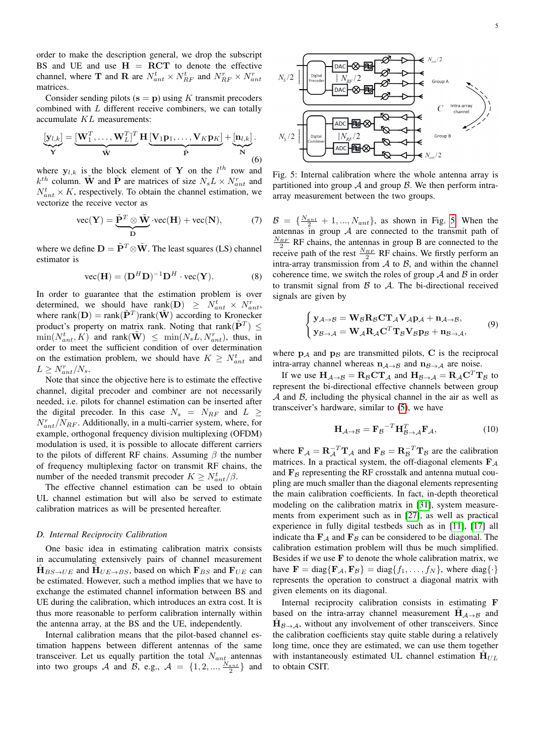order to make the description general, we drop the subscript BS and UE and use $\mathbf{H} = \mathbf{RCT}$ to denote the effective channel, where $\mathbf{T}$ and $\mathbf{R}$ are $N^t_{ant} \times N^t_{RF}$ and $N^r_{RF} \times N^r_{ant}$ matrices.

Consider sending pilots ($\mathbf{s} = \mathbf{p}$) using $K$ transmit precoders combined with $L$ different receive combiners, we can totally accumulate $KL$ measurements:

$$\underbrace{[\mathbf{y}_{l,k}]}_{\mathbf{Y}} = \underbrace{[\mathbf{W}_1^T, \ldots, \mathbf{W}_L^T]^T}_{\tilde{\mathbf{W}}} \mathbf{H} \underbrace{[\mathbf{V}_1\mathbf{p}_1, \ldots, \mathbf{V}_K\mathbf{p}_K]}_{\tilde{\mathbf{P}}} + \underbrace{[\mathbf{n}_{l,k}]}_{\mathbf{N}}. \tag{6}$$

where $\mathbf{y}_{l,k}$ is the block element of $\mathbf{Y}$ on the $l^{th}$ row and $k^{th}$ column. $\tilde{\mathbf{W}}$ and $\tilde{\mathbf{P}}$ are matrices of size $N_sL \times N^r_{ant}$ and $N^t_{ant} \times K$, respectively. To obtain the channel estimation, we vectorize the receive vector as

$$\text{vec}(\mathbf{Y}) = \underbrace{\tilde{\mathbf{P}}^T \otimes \tilde{\mathbf{W}}}_{\mathbf{D}} \cdot \text{vec}(\mathbf{H}) + \text{vec}(\mathbf{N}), \tag{7}$$

where we define $\mathbf{D} = \tilde{\mathbf{P}}^T \otimes \tilde{\mathbf{W}}$. The least squares (LS) channel estimator is

$$\text{vec}(\hat{\mathbf{H}}) = (\mathbf{D}^H\mathbf{D})^{-1}\mathbf{D}^H \cdot \text{vec}(\mathbf{Y}). \tag{8}$$

In order to guarantee that the estimation problem is over determined, we should have $\text{rank}(\mathbf{D}) \geq N^t_{ant} \times N^r_{ant}$, where $\text{rank}(\mathbf{D}) = \text{rank}(\tilde{\mathbf{P}}^T)\text{rank}(\tilde{\mathbf{W}})$ according to Kronecker product's property on matrix rank. Noting that $\text{rank}(\tilde{\mathbf{P}}^T) \leq \min(N^t_{ant}, K)$ and $\text{rank}(\tilde{\mathbf{W}}) \leq \min(N_sL, N^r_{ant})$, thus, in order to meet the sufficient condition of over determination on the estimation problem, we should have $K \geq N^t_{ant}$ and $L \geq N^r_{ant}/N_s$.

Note that since the objective here is to estimate the effective channel, digital precoder and combiner are not necessarily needed, i.e. pilots for channel estimation can be inserted after the digital precoder. In this case $N_s = N_{RF}$ and $L \geq N^r_{ant}/N_{RF}$. Additionally, in a multi-carrier system, where, for example, orthogonal frequency division multiplexing (OFDM) modulation is used, it is possible to allocate different carriers to the pilots of different RF chains. Assuming $\beta$ the number of frequency multiplexing factor on transmit RF chains, the number of the needed transmit precoder $K \geq N^t_{ant}/\beta$.

The effective channel estimation can be used to obtain UL channel estimation but will also be served to estimate calibration matrices as will be presented hereafter.

### D. Internal Reciprocity Calibration

One basic idea in estimating calibration matrix consists in accumulating extensively pairs of channel measurement $\hat{\mathbf{H}}_{BS\to UE}$ and $\hat{\mathbf{H}}_{UE\to BS}$, based on which $\mathbf{F}_{BS}$ and $\mathbf{F}_{UE}$ can be estimated. However, such a method implies that we have to exchange the estimated channel information between BS and UE during the calibration, which introduces an extra cost. It is thus more reasonable to perform calibration internally within the antenna array, at the BS and the UE, independently.

Internal calibration means that the pilot-based channel estimation happens between different antennas of the same transceiver. Let us equally partition the total $N_{ant}$ antennas into two groups $\mathcal{A}$ and $\mathcal{B}$, e.g., $\mathcal{A} = \{1, 2, ..., \frac{N_{ant}}{2}\}$ and $\mathcal{B} = \{\frac{N_{ant}}{2}+1, ..., N_{ant}\}$, as shown in Fig. 5. When the antennas in group $\mathcal{A}$ are connected to the transmit path of $\frac{N_{RF}}{2}$ RF chains, the antennas in group B are connected to the receive path of the rest $\frac{N_{RF}}{2}$ RF chains. We firstly perform an intra-array transmission from $\mathcal{A}$ to $\mathcal{B}$, and within the channel coherence time, we switch the roles of group $\mathcal{A}$ and $\mathcal{B}$ in order to transmit signal from $\mathcal{B}$ to $\mathcal{A}$. The bi-directional received signals are given by

$$\begin{cases} \mathbf{y}_{\mathcal{A}\to\mathcal{B}} = \mathbf{W}_{\mathcal{B}}\mathbf{R}_{\mathcal{B}}\mathbf{C}\mathbf{T}_{\mathcal{A}}\mathbf{V}_{\mathcal{A}}\mathbf{p}_{\mathcal{A}} + \mathbf{n}_{\mathcal{A}\to\mathcal{B}}, \\ \mathbf{y}_{\mathcal{B}\to\mathcal{A}} = \mathbf{W}_{\mathcal{A}}\mathbf{R}_{\mathcal{A}}\mathbf{C}^T\mathbf{T}_{\mathcal{B}}\mathbf{V}_{\mathcal{B}}\mathbf{p}_{\mathcal{B}} + \mathbf{n}_{\mathcal{B}\to\mathcal{A}}, \end{cases} \tag{9}$$

Fig. 5: Internal calibration where the whole antenna array is partitioned into group $\mathcal{A}$ and group $\mathcal{B}$. We then perform intra-array measurement between the two groups.

where $\mathbf{p}_{\mathcal{A}}$ and $\mathbf{p}_{\mathcal{B}}$ are transmitted pilots, $\mathbf{C}$ is the reciprocal intra-array channel whereas $\mathbf{n}_{\mathcal{A}\to\mathcal{B}}$ and $\mathbf{n}_{\mathcal{B}\to\mathcal{A}}$ are noise.

If we use $\mathbf{H}_{\mathcal{A}\to\mathcal{B}} = \mathbf{R}_{\mathcal{B}}\mathbf{C}\mathbf{T}_{\mathcal{A}}$ and $\mathbf{H}_{\mathcal{B}\to\mathcal{A}} = \mathbf{R}_{\mathcal{A}}\mathbf{C}^T\mathbf{T}_{\mathcal{B}}$ to represent the bi-directional effective channels between group $\mathcal{A}$ and $\mathcal{B}$, including the physical channel in the air as well as transceiver's hardware, similar to (5), we have

$$\mathbf{H}_{\mathcal{A}\to\mathcal{B}} = \mathbf{F}_{\mathcal{B}}{}^{-T}\mathbf{H}^T_{\mathcal{B}\to\mathcal{A}}\mathbf{F}_{\mathcal{A}}, \tag{10}$$

where $\mathbf{F}_{\mathcal{A}} = \mathbf{R}_{\mathcal{A}}^{-T}\mathbf{T}_{\mathcal{A}}$ and $\mathbf{F}_{\mathcal{B}} = \mathbf{R}_{\mathcal{B}}^{-T}\mathbf{T}_{\mathcal{B}}$ are the calibration matrices. In a practical system, the off-diagonal elements $\mathbf{F}_{\mathcal{A}}$ and $\mathbf{F}_{\mathcal{B}}$ representing the RF crosstalk and antenna mutual coupling are much smaller than the diagonal elements representing the main calibration coefficients. In fact, in-depth theoretical modeling on the calibration matrix in [31], system measurements from experiment such as in [27], as well as practical experience in fully digital testbeds such as in [11], [17] all indicate tha $\mathbf{F}_{\mathcal{A}}$ and $\mathbf{F}_{\mathcal{B}}$ can be considered to be diagonal. The calibration estimation problem will thus be much simplified. Besides if we use $\mathbf{F}$ to denote the whole calibration matrix, we have $\mathbf{F} = \text{diag}\{\mathbf{F}_{\mathcal{A}}, \mathbf{F}_{\mathcal{B}}\} = \text{diag}\{f_1, \ldots, f_N\}$, where $\text{diag}\{\cdot\}$ represents the operation to construct a diagonal matrix with given elements on its diagonal.

Internal reciprocity calibration consists in estimating $\mathbf{F}$ based on the intra-array channel measurement $\hat{\mathbf{H}}_{\mathcal{A}\to\mathcal{B}}$ and $\hat{\mathbf{H}}_{\mathcal{B}\to\mathcal{A}}$, without any involvement of other transceivers. Since the calibration coefficients stay quite stable during a relatively long time, once they are estimated, we can use them together with instantaneously estimated UL channel estimation $\hat{\mathbf{H}}_{UL}$ to obtain CSIT.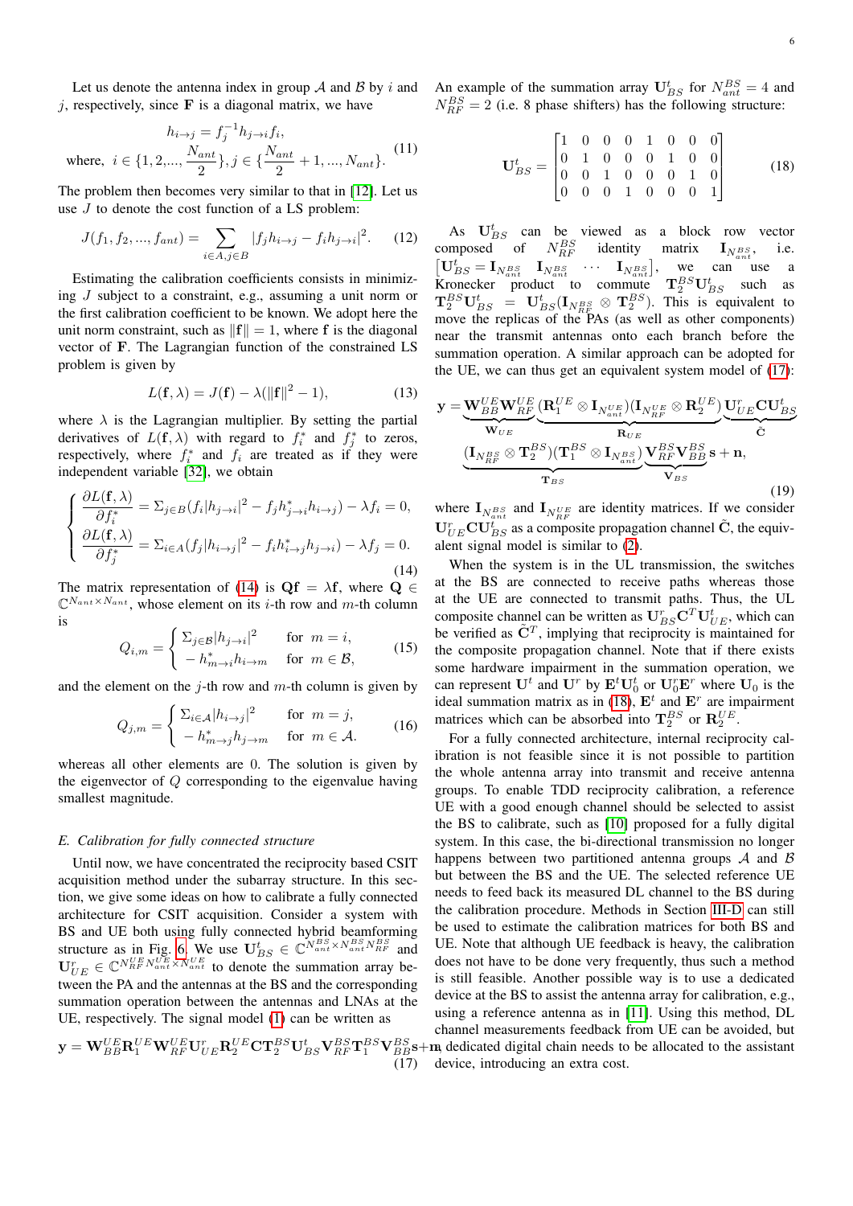Let us denote the antenna index in group $\mathcal{A}$ and $\mathcal{B}$ by $i$ and $j$, respectively, since $\mathbf{F}$ is a diagonal matrix, we have

$$h_{i\to j} = f_j^{-1} h_{j\to i} f_i,$$
$$\text{where, } i \in \{1, 2, ..., \frac{N_{ant}}{2}\}, j \in \{\frac{N_{ant}}{2}+1, ..., N_{ant}\}. \tag{11}$$

The problem then becomes very similar to that in [12]. Let us use $J$ to denote the cost function of a LS problem:

$$J(f_1, f_2, ..., f_{ant}) = \sum_{i\in A, j\in B} |f_j h_{i\to j} - f_i h_{j\to i}|^2. \tag{12}$$

Estimating the calibration coefficients consists in minimizing $J$ subject to a constraint, e.g., assuming a unit norm or the first calibration coefficient to be known. We adopt here the unit norm constraint, such as $\|\mathbf{f}\| = 1$, where $\mathbf{f}$ is the diagonal vector of $\mathbf{F}$. The Lagrangian function of the constrained LS problem is given by

$$L(\mathbf{f}, \lambda) = J(\mathbf{f}) - \lambda(\|\mathbf{f}\|^2 - 1), \tag{13}$$

where $\lambda$ is the Lagrangian multiplier. By setting the partial derivatives of $L(\mathbf{f}, \lambda)$ with regard to $f_i^*$ and $f_j^*$ to zeros, respectively, where $f_i^*$ and $f_i$ are treated as if they were independent variable [32], we obtain

$$\begin{cases} \dfrac{\partial L(\mathbf{f}, \lambda)}{\partial f_i^*} = \Sigma_{j\in B}(f_i |h_{j\to i}|^2 - f_j h_{j\to i}^* h_{i\to j}) - \lambda f_i = 0, \\ \dfrac{\partial L(\mathbf{f}, \lambda)}{\partial f_j^*} = \Sigma_{i\in A}(f_j |h_{i\to j}|^2 - f_i h_{i\to j}^* h_{j\to i}) - \lambda f_j = 0. \end{cases} \tag{14}$$

The matrix representation of (14) is $\mathbf{Q}\mathbf{f} = \lambda \mathbf{f}$, where $\mathbf{Q} \in \mathbb{C}^{N_{ant}\times N_{ant}}$, whose element on its $i$-th row and $m$-th column is

$$Q_{i,m} = \begin{cases} \Sigma_{j\in\mathcal{B}} |h_{j\to i}|^2 & \text{for } m = i, \\ -h_{m\to i}^* h_{i\to m} & \text{for } m \in \mathcal{B}, \end{cases} \tag{15}$$

and the element on the $j$-th row and $m$-th column is given by

$$Q_{j,m} = \begin{cases} \Sigma_{i\in\mathcal{A}} |h_{i\to j}|^2 & \text{for } m = j, \\ -h_{m\to j}^* h_{j\to m} & \text{for } m \in \mathcal{A}. \end{cases} \tag{16}$$

whereas all other elements are 0. The solution is given by the eigenvector of $Q$ corresponding to the eigenvalue having smallest magnitude.

### E. Calibration for fully connected structure

Until now, we have concentrated the reciprocity based CSIT acquisition method under the subarray structure. In this section, we give some ideas on how to calibrate a fully connected architecture for CSIT acquisition. Consider a system with BS and UE both using fully connected hybrid beamforming structure as in Fig. 6. We use $\mathbf{U}_{BS}^t \in \mathbb{C}^{N_{ant}^{BS}\times N_{ant}^{BS} N_{RF}^{BS}}$ and $\mathbf{U}_{UE}^r \in \mathbb{C}^{N_{RF}^{UE} N_{ant}^{UE}\times N_{ant}^{UE}}$ to denote the summation array between the PA and the antennas at the BS and the corresponding summation operation between the antennas and LNAs at the UE, respectively. The signal model (1) can be written as

$$\mathbf{y} = \mathbf{W}_{BB}^{UE}\mathbf{R}_1^{UE}\mathbf{W}_{RF}^{UE}\mathbf{U}_{UE}^r\mathbf{R}_2^{UE}\mathbf{C}\mathbf{T}_2^{BS}\mathbf{U}_{BS}^t\mathbf{V}_{RF}^{BS}\mathbf{T}_1^{BS}\mathbf{V}_{BB}^{BS}\mathbf{s}+\mathbf{n}. \tag{17}$$

An example of the summation array $\mathbf{U}_{BS}^t$ for $N_{ant}^{BS} = 4$ and $N_{RF}^{BS} = 2$ (i.e. 8 phase shifters) has the following structure:

$$\mathbf{U}_{BS}^t = \begin{bmatrix} 1 & 0 & 0 & 0 & 1 & 0 & 0 & 0 \\ 0 & 1 & 0 & 0 & 0 & 1 & 0 & 0 \\ 0 & 0 & 1 & 0 & 0 & 0 & 1 & 0 \\ 0 & 0 & 0 & 1 & 0 & 0 & 0 & 1 \end{bmatrix} \tag{18}$$

As $\mathbf{U}_{BS}^t$ can be viewed as a block row vector composed of $N_{RF}^{BS}$ identity matrix $\mathbf{I}_{N_{ant}^{BS}}$, i.e. $[\mathbf{U}_{BS}^t = \mathbf{I}_{N_{ant}^{BS}} \;\; \mathbf{I}_{N_{ant}^{BS}} \;\; \cdots \;\; \mathbf{I}_{N_{ant}^{BS}}]$, we can use a Kronecker product to commute $\mathbf{T}_2^{BS}\mathbf{U}_{BS}^t$ such as $\mathbf{T}_2^{BS}\mathbf{U}_{BS}^t = \mathbf{U}_{BS}^t(\mathbf{I}_{N_{RF}^{BS}} \otimes \mathbf{T}_2^{BS})$. This is equivalent to move the replicas of the PAs (as well as other components) near the transmit antennas onto each branch before the summation operation. A similar approach can be adopted for the UE, we can thus get an equivalent system model of (17):

$$\mathbf{y} = \underbrace{\mathbf{W}_{BB}^{UE}\mathbf{W}_{RF}^{UE}}_{\mathbf{W}_{UE}}\underbrace{(\mathbf{R}_1^{UE}\otimes\mathbf{I}_{N_{ant}^{UE}})(\mathbf{I}_{N_{RF}^{UE}}\otimes\mathbf{R}_2^{UE})}_{\mathbf{R}_{UE}}\underbrace{\mathbf{U}_{UE}^r\mathbf{C}\mathbf{U}_{BS}^t}_{\tilde{\mathbf{C}}}$$
$$\underbrace{(\mathbf{I}_{N_{RF}^{BS}}\otimes\mathbf{T}_2^{BS})(\mathbf{T}_1^{BS}\otimes\mathbf{I}_{N_{ant}^{BS}})}_{\mathbf{T}_{BS}}\underbrace{\mathbf{V}_{RF}^{BS}\mathbf{V}_{BB}^{BS}}_{\mathbf{V}_{BS}}\mathbf{s}+\mathbf{n}, \tag{19}$$

where $\mathbf{I}_{N_{ant}^{BS}}$ and $\mathbf{I}_{N_{RF}^{UE}}$ are identity matrices. If we consider $\mathbf{U}_{UE}^r\mathbf{C}\mathbf{U}_{BS}^t$ as a composite propagation channel $\tilde{\mathbf{C}}$, the equivalent signal model is similar to (2).

When the system is in the UL transmission, the switches at the BS are connected to receive paths whereas those at the UE are connected to transmit paths. Thus, the UL composite channel can be written as $\mathbf{U}_{BS}^r\mathbf{C}^T\mathbf{U}_{UE}^t$, which can be verified as $\tilde{\mathbf{C}}^T$, implying that reciprocity is maintained for the composite propagation channel. Note that if there exists some hardware impairment in the summation operation, we can represent $\mathbf{U}^t$ and $\mathbf{U}^r$ by $\mathbf{E}^t\mathbf{U}_0^t$ or $\mathbf{U}_0^r\mathbf{E}^r$ where $\mathbf{U}_0$ is the ideal summation matrix as in (18), $\mathbf{E}^t$ and $\mathbf{E}^r$ are impairment matrices which can be absorbed into $\mathbf{T}_2^{BS}$ or $\mathbf{R}_2^{UE}$.

For a fully connected architecture, internal reciprocity calibration is not feasible since it is not possible to partition the whole antenna array into transmit and receive antenna groups. To enable TDD reciprocity calibration, a reference UE with a good enough channel should be selected to assist the BS to calibrate, such as [10] proposed for a fully digital system. In this case, the bi-directional transmission no longer happens between two partitioned antenna groups $\mathcal{A}$ and $\mathcal{B}$ but between the BS and the UE. The selected reference UE needs to feed back its measured DL channel to the BS during the calibration procedure. Methods in Section III-D can still be used to estimate the calibration matrices for both BS and UE. Note that although UE feedback is heavy, the calibration does not have to be done very frequently, thus such a method is still feasible. Another possible way is to use a dedicated device at the BS to assist the antenna array for calibration, e.g., using a reference antenna as in [11]. Using this method, DL channel measurements feedback from UE can be avoided, but a dedicated digital chain needs to be allocated to the assistant device, introducing an extra cost.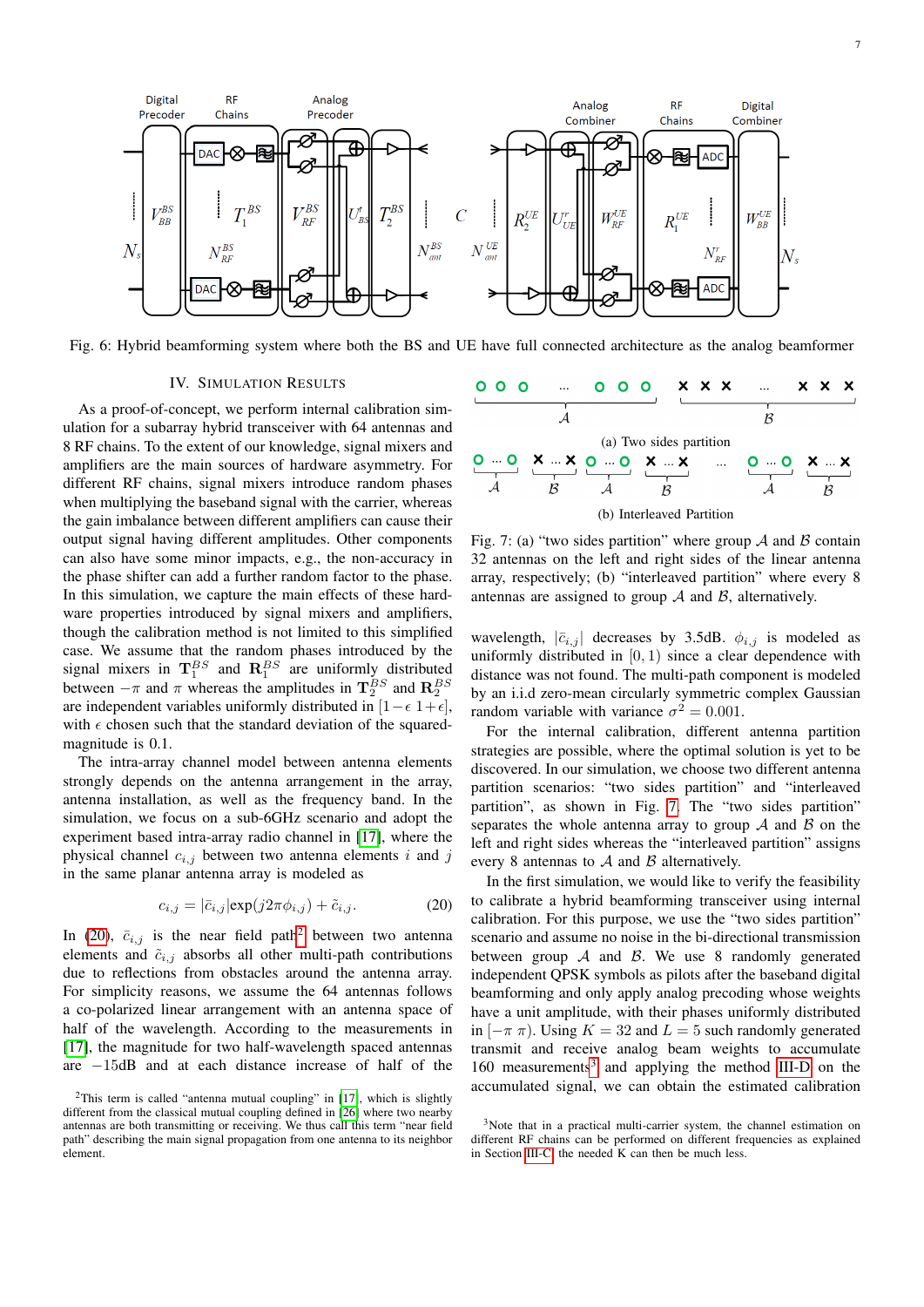Fig. 6: Hybrid beamforming system where both the BS and UE have full connected architecture as the analog beamformer

## IV. Simulation Results

As a proof-of-concept, we perform internal calibration simulation for a subarray hybrid transceiver with 64 antennas and 8 RF chains. To the extent of our knowledge, signal mixers and amplifiers are the main sources of hardware asymmetry. For different RF chains, signal mixers introduce random phases when multiplying the baseband signal with the carrier, whereas the gain imbalance between different amplifiers can cause their output signal having different amplitudes. Other components can also have some minor impacts, e.g., the non-accuracy in the phase shifter can add a further random factor to the phase. In this simulation, we capture the main effects of these hardware properties introduced by signal mixers and amplifiers, though the calibration method is not limited to this simplified case. We assume that the random phases introduced by the signal mixers in $\mathbf{T}_1^{BS}$ and $\mathbf{R}_1^{BS}$ are uniformly distributed between $-\pi$ and $\pi$ whereas the amplitudes in $\mathbf{T}_2^{BS}$ and $\mathbf{R}_2^{BS}$ are independent variables uniformly distributed in $[1-\epsilon \; 1+\epsilon]$, with $\epsilon$ chosen such that the standard deviation of the squared-magnitude is 0.1.

The intra-array channel model between antenna elements strongly depends on the antenna arrangement in the array, antenna installation, as well as the frequency band. In the simulation, we focus on a sub-6GHz scenario and adopt the experiment based intra-array radio channel in [17], where the physical channel $c_{i,j}$ between two antenna elements $i$ and $j$ in the same planar antenna array is modeled as

$$c_{i,j} = |\bar{c}_{i,j}|\exp(j2\pi\phi_{i,j}) + \tilde{c}_{i,j}. \tag{20}$$

In (20), $\bar{c}_{i,j}$ is the near field path[2] between two antenna elements and $\tilde{c}_{i,j}$ absorbs all other multi-path contributions due to reflections from obstacles around the antenna array. For simplicity reasons, we assume the 64 antennas follows a co-polarized linear arrangement with an antenna space of half of the wavelength. According to the measurements in [17], the magnitude for two half-wavelength spaced antennas are $-15$dB and at each distance increase of half of the wavelength, $|\bar{c}_{i,j}|$ decreases by 3.5dB. $\phi_{i,j}$ is modeled as uniformly distributed in $[0, 1)$ since a clear dependence with distance was not found. The multi-path component is modeled by an i.i.d zero-mean circularly symmetric complex Gaussian random variable with variance $\sigma^2 = 0.001$.

(a) Two sides partition

(b) Interleaved Partition

Fig. 7: (a) "two sides partition" where group $\mathcal{A}$ and $\mathcal{B}$ contain 32 antennas on the left and right sides of the linear antenna array, respectively; (b) "interleaved partition" where every 8 antennas are assigned to group $\mathcal{A}$ and $\mathcal{B}$, alternatively.

For the internal calibration, different antenna partition strategies are possible, where the optimal solution is yet to be discovered. In our simulation, we choose two different antenna partition scenarios: "two sides partition" and "interleaved partition", as shown in Fig. 7. The "two sides partition" separates the whole antenna array to group $\mathcal{A}$ and $\mathcal{B}$ on the left and right sides whereas the "interleaved partition" assigns every 8 antennas to $\mathcal{A}$ and $\mathcal{B}$ alternatively.

In the first simulation, we would like to verify the feasibility to calibrate a hybrid beamforming transceiver using internal calibration. For this purpose, we use the "two sides partition" scenario and assume no noise in the bi-directional transmission between group $\mathcal{A}$ and $\mathcal{B}$. We use 8 randomly generated independent QPSK symbols as pilots after the baseband digital beamforming and only apply analog precoding whose weights have a unit amplitude, with their phases uniformly distributed in $[-\pi \; \pi)$. Using $K = 32$ and $L = 5$ such randomly generated transmit and receive analog beam weights to accumulate 160 measurements[3] and applying the method III-D on the accumulated signal, we can obtain the estimated calibration

[2] This term is called "antenna mutual coupling" in [17], which is slightly different from the classical mutual coupling defined in [26] where two nearby antennas are both transmitting or receiving. We thus call this term "near field path" describing the main signal propagation from one antenna to its neighbor element.

[3] Note that in a practical multi-carrier system, the channel estimation on different RF chains can be performed on different frequencies as explained in Section III-C, the needed K can then be much less.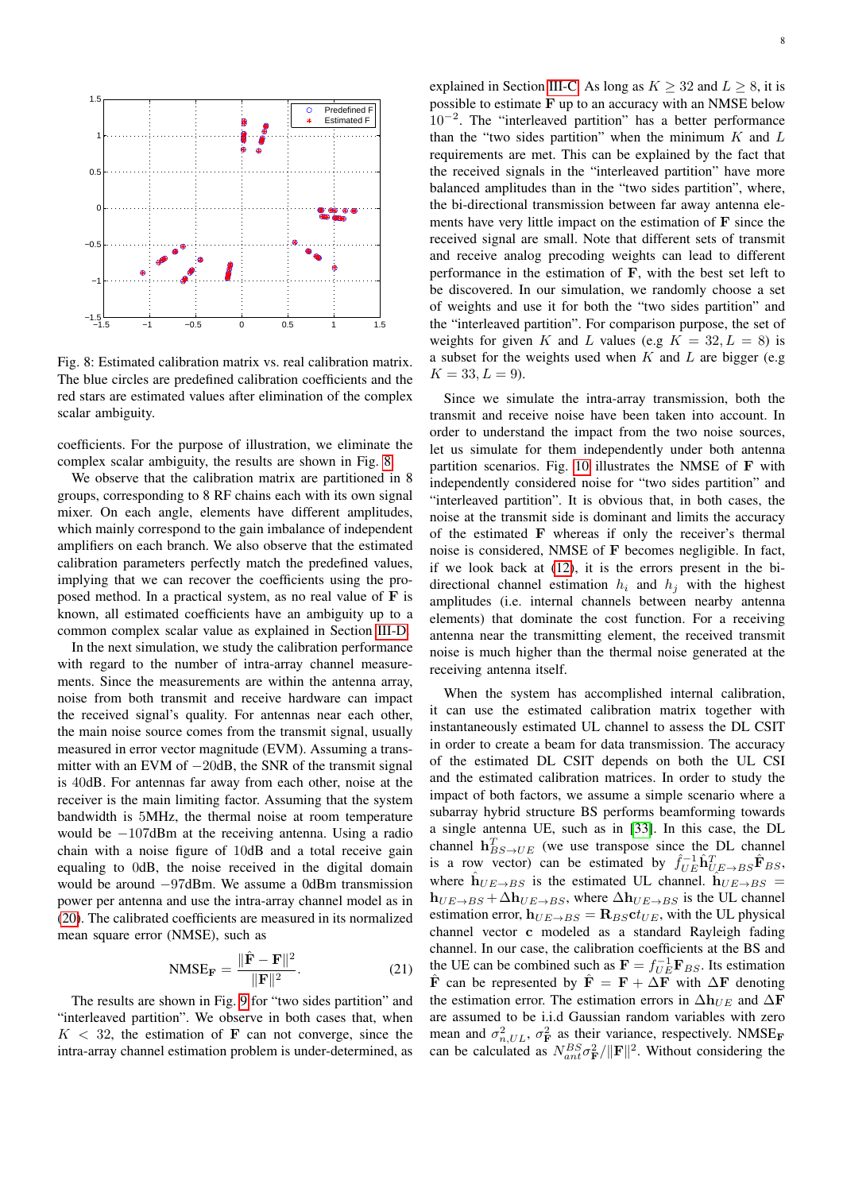Fig. 8: Estimated calibration matrix vs. real calibration matrix. The blue circles are predefined calibration coefficients and the red stars are estimated values after elimination of the complex scalar ambiguity.

coefficients. For the purpose of illustration, we eliminate the complex scalar ambiguity, the results are shown in Fig. 8.

We observe that the calibration matrix are partitioned in 8 groups, corresponding to 8 RF chains each with its own signal mixer. On each angle, elements have different amplitudes, which mainly correspond to the gain imbalance of independent amplifiers on each branch. We also observe that the estimated calibration parameters perfectly match the predefined values, implying that we can recover the coefficients using the proposed method. In a practical system, as no real value of $\mathbf{F}$ is known, all estimated coefficients have an ambiguity up to a common complex scalar value as explained in Section III-D.

In the next simulation, we study the calibration performance with regard to the number of intra-array channel measurements. Since the measurements are within the antenna array, noise from both transmit and receive hardware can impact the received signal's quality. For antennas near each other, the main noise source comes from the transmit signal, usually measured in error vector magnitude (EVM). Assuming a transmitter with an EVM of $-20$dB, the SNR of the transmit signal is 40dB. For antennas far away from each other, noise at the receiver is the main limiting factor. Assuming that the system bandwidth is 5MHz, the thermal noise at room temperature would be $-107$dBm at the receiving antenna. Using a radio chain with a noise figure of 10dB and a total receive gain equaling to 0dB, the noise received in the digital domain would be around $-97$dBm. We assume a 0dBm transmission power per antenna and use the intra-array channel model as in (20). The calibrated coefficients are measured in its normalized mean square error (NMSE), such as

$$\text{NMSE}_{\mathbf{F}} = \frac{\|\hat{\mathbf{F}} - \mathbf{F}\|^2}{\|\mathbf{F}\|^2}. \quad (21)$$

The results are shown in Fig. 9 for "two sides partition" and "interleaved partition". We observe in both cases that, when $K < 32$, the estimation of $\mathbf{F}$ can not converge, since the intra-array channel estimation problem is under-determined, as explained in Section III-C. As long as $K \geq 32$ and $L \geq 8$, it is possible to estimate $\mathbf{F}$ up to an accuracy with an NMSE below $10^{-2}$. The "interleaved partition" has a better performance than the "two sides partition" when the minimum $K$ and $L$ requirements are met. This can be explained by the fact that the received signals in the "interleaved partition" have more balanced amplitudes than in the "two sides partition", where, the bi-directional transmission between far away antenna elements have very little impact on the estimation of $\mathbf{F}$ since the received signal are small. Note that different sets of transmit and receive analog precoding weights can lead to different performance in the estimation of $\mathbf{F}$, with the best set left to be discovered. In our simulation, we randomly choose a set of weights and use it for both the "two sides partition" and the "interleaved partition". For comparison purpose, the set of weights for given $K$ and $L$ values (e.g $K = 32, L = 8$) is a subset for the weights used when $K$ and $L$ are bigger (e.g $K = 33, L = 9$).

Since we simulate the intra-array transmission, both the transmit and receive noise have been taken into account. In order to understand the impact from the two noise sources, let us simulate for them independently under both antenna partition scenarios. Fig. 10 illustrates the NMSE of $\mathbf{F}$ with independently considered noise for "two sides partition" and "interleaved partition". It is obvious that, in both cases, the noise at the transmit side is dominant and limits the accuracy of the estimated $\mathbf{F}$ whereas if only the receiver's thermal noise is considered, NMSE of $\mathbf{F}$ becomes negligible. In fact, if we look back at (12), it is the errors present in the bi-directional channel estimation $h_i$ and $h_j$ with the highest amplitudes (i.e. internal channels between nearby antenna elements) that dominate the cost function. For a receiving antenna near the transmitting element, the received transmit noise is much higher than the thermal noise generated at the receiving antenna itself.

When the system has accomplished internal calibration, it can use the estimated calibration matrix together with instantaneously estimated UL channel to assess the DL CSIT in order to create a beam for data transmission. The accuracy of the estimated DL CSIT depends on both the UL CSI and the estimated calibration matrices. In order to study the impact of both factors, we assume a simple scenario where a subarray hybrid structure BS performs beamforming towards a single antenna UE, such as in [33]. In this case, the DL channel $\mathbf{h}_{BS\to UE}^T$ (we use transpose since the DL channel is a row vector) can be estimated by $\hat{f}_{UE}^{-1}\hat{\mathbf{h}}_{UE\to BS}^T\hat{\mathbf{F}}_{BS}$, where $\hat{\mathbf{h}}_{UE\to BS}$ is the estimated UL channel. $\hat{\mathbf{h}}_{UE\to BS} = \mathbf{h}_{UE\to BS} + \Delta\mathbf{h}_{UE\to BS}$, where $\Delta\mathbf{h}_{UE\to BS}$ is the UL channel estimation error, $\mathbf{h}_{UE\to BS} = \mathbf{R}_{BS}\mathbf{c}t_{UE}$, with the UL physical channel vector $\mathbf{c}$ modeled as a standard Rayleigh fading channel. In our case, the calibration coefficients at the BS and the UE can be combined such as $\mathbf{F} = f_{UE}^{-1}\mathbf{F}_{BS}$. Its estimation $\hat{\mathbf{F}}$ can be represented by $\hat{\mathbf{F}} = \mathbf{F} + \Delta\mathbf{F}$ with $\Delta\mathbf{F}$ denoting the estimation error. The estimation errors in $\Delta\mathbf{h}_{UE}$ and $\Delta\mathbf{F}$ are assumed to be i.i.d Gaussian random variables with zero mean and $\sigma_{n,UL}^2$, $\sigma_{\mathbf{F}}^2$ as their variance, respectively. $\text{NMSE}_{\mathbf{F}}$ can be calculated as $N_{ant}^{BS}\sigma_{\mathbf{F}}^2/\|\mathbf{F}\|^2$. Without considering the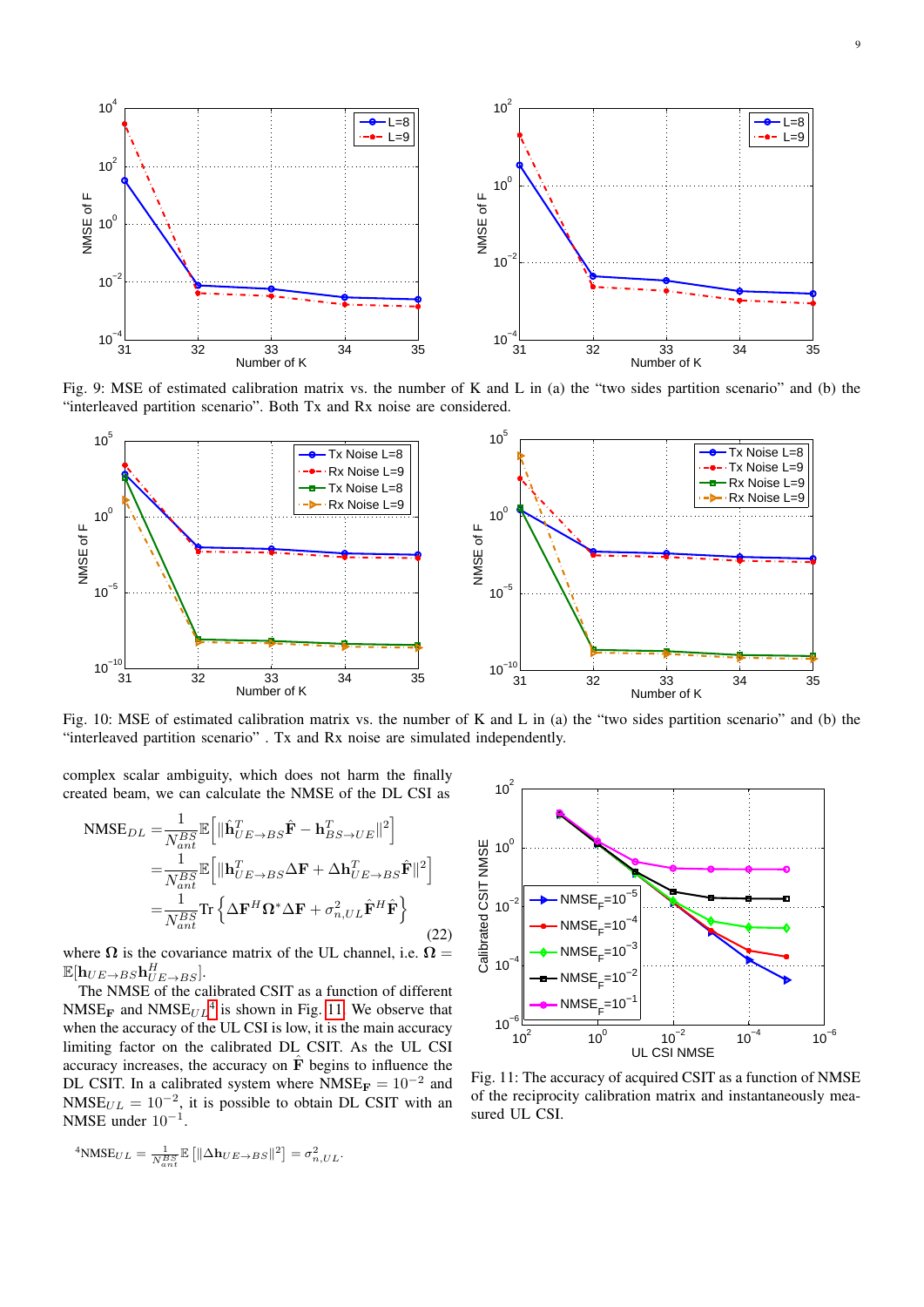Fig. 9: MSE of estimated calibration matrix vs. the number of K and L in (a) the "two sides partition scenario" and (b) the "interleaved partition scenario". Both Tx and Rx noise are considered.

Fig. 10: MSE of estimated calibration matrix vs. the number of K and L in (a) the "two sides partition scenario" and (b) the "interleaved partition scenario" . Tx and Rx noise are simulated independently.

complex scalar ambiguity, which does not harm the finally created beam, we can calculate the NMSE of the DL CSI as

$$
\begin{aligned}
\text{NMSE}_{DL} =& \frac{1}{N_{ant}^{BS}} \mathbb{E}\left[ \|\hat{\mathbf{h}}_{UE\rightarrow BS}^{T} \hat{\mathbf{F}} - \mathbf{h}_{BS\rightarrow UE}^{T}\|^{2} \right] \\
=& \frac{1}{N_{ant}^{BS}} \mathbb{E}\left[ \|\mathbf{h}_{UE\rightarrow BS}^{T} \Delta\mathbf{F} + \Delta\mathbf{h}_{UE\rightarrow BS}^{T} \hat{\mathbf{F}}\|^{2} \right] \\
=& \frac{1}{N_{ant}^{BS}} \text{Tr}\left\{ \Delta\mathbf{F}^{H} \boldsymbol{\Omega}^{*} \Delta\mathbf{F} + \sigma_{n,UL}^{2} \hat{\mathbf{F}}^{H} \hat{\mathbf{F}} \right\}
\end{aligned} \tag{22}
$$

where $\boldsymbol{\Omega}$ is the covariance matrix of the UL channel, i.e. $\boldsymbol{\Omega} = \mathbb{E}[\mathbf{h}_{UE\rightarrow BS}\mathbf{h}_{UE\rightarrow BS}^{H}]$.

The NMSE of the calibrated CSIT as a function of different $\text{NMSE}_{\mathbf{F}}$ and $\text{NMSE}_{UL}$[4] is shown in Fig. 11. We observe that when the accuracy of the UL CSI is low, it is the main accuracy limiting factor on the calibrated DL CSIT. As the UL CSI accuracy increases, the accuracy on $\hat{\mathbf{F}}$ begins to influence the DL CSIT. In a calibrated system where $\text{NMSE}_{\mathbf{F}} = 10^{-2}$ and $\text{NMSE}_{UL} = 10^{-2}$, it is possible to obtain DL CSIT with an NMSE under $10^{-1}$.

Fig. 11: The accuracy of acquired CSIT as a function of NMSE of the reciprocity calibration matrix and instantaneously measured UL CSI.

[4] $\text{NMSE}_{UL} = \frac{1}{N_{ant}^{BS}} \mathbb{E}\left[ \|\Delta\mathbf{h}_{UE\rightarrow BS}\|^{2} \right] = \sigma_{n,UL}^{2}$.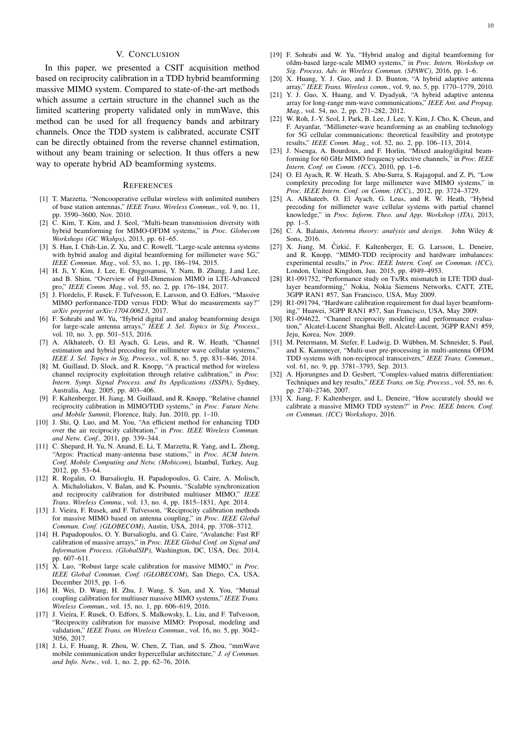## V. CONCLUSION

In this paper, we presented a CSIT acquisition method based on reciprocity calibration in a TDD hybrid beamforming massive MIMO system. Compared to state-of-the-art methods which assume a certain structure in the channel such as the limited scattering property validated only in mmWave, this method can be used for all frequency bands and arbitrary channels. Once the TDD system is calibrated, accurate CSIT can be directly obtained from the reverse channel estimation, without any beam training or selection. It thus offers a new way to operate hybrid AD beamforming systems.

## REFERENCES

[1] T. Marzetta, "Noncooperative cellular wireless with unlimited numbers of base station antennas," *IEEE Trans. Wireless Commun.*, vol. 9, no. 11, pp. 3590–3600, Nov. 2010.

[2] C. Kim, T. Kim, and J. Seol, "Multi-beam transmission diversity with hybrid beamforming for MIMO-OFDM systems," in *Proc. Globecom Workshops (GC Wkshps)*, 2013, pp. 61–65.

[3] S. Han, I. Chih-Lin, Z. Xu, and C. Rowell, "Large-scale antenna systems with hybrid analog and digital beamforming for millimeter wave 5G," *IEEE Commun. Mag.*, vol. 53, no. 1, pp. 186–194, 2015.

[4] H. Ji, Y. Kim, J. Lee, E. Onggosanusi, Y. Nam, B. Zhang, J.and Lee, and B. Shim, "Overview of Full-Dimension MIMO in LTE-Advanced pro," *IEEE Comm. Mag.*, vol. 55, no. 2, pp. 176–184, 2017.

[5] J. Flordelis, F. Rusek, F. Tufvesson, E. Larsson, and O. Edfors, "Massive MIMO performance-TDD versus FDD: What do measurements say?" *arXiv preprint arXiv:1704.00623*, 2017.

[6] F. Sohrabi and W. Yu, "Hybrid digital and analog beamforming design for large-scale antenna arrays," *IEEE J. Sel. Topics in Sig. Process.*, vol. 10, no. 3, pp. 501–513, 2016.

[7] A. Alkhateeb, O. El Ayach, G. Leus, and R. W. Heath, "Channel estimation and hybrid precoding for millimeter wave cellular systems," *IEEE J. Sel. Topics in Sig. Process.*, vol. 8, no. 5, pp. 831–846, 2014.

[8] M. Guillaud, D. Slock, and R. Knopp, "A practical method for wireless channel reciprocity exploitation through relative calibration," in *Proc. Intern. Symp. Signal Process. and Its Applications (ISSPA)*, Sydney, Australia, Aug. 2005, pp. 403–406.

[9] F. Kaltenberger, H. Jiang, M. Guillaud, and R. Knopp, "Relative channel reciprocity calibration in MIMO/TDD systems," in *Proc. Future Netw. and Mobile Summit*, Florence, Italy, Jun. 2010, pp. 1–10.

[10] J. Shi, Q. Luo, and M. You, "An efficient method for enhancing TDD over the air reciprocity calibration," in *Proc. IEEE Wireless Commun. and Netw. Conf.*, 2011, pp. 339–344.

[11] C. Shepard, H. Yu, N. Anand, E. Li, T. Marzetta, R. Yang, and L. Zhong, "Argos: Practical many-antenna base stations," in *Proc. ACM Intern. Conf. Mobile Computing and Netw. (Mobicom)*, Istanbul, Turkey, Aug. 2012, pp. 53–64.

[12] R. Rogalin, O. Bursalioglu, H. Papadopoulos, G. Caire, A. Molisch, A. Michaloliakos, V. Balan, and K. Psounis, "Scalable synchronization and reciprocity calibration for distributed multiuser MIMO," *IEEE Trans. Wireless Commu.*, vol. 13, no. 4, pp. 1815–1831, Apr. 2014.

[13] J. Vieira, F. Rusek, and F. Tufvesson, "Reciprocity calibration methods for massive MIMO based on antenna coupling," in *Proc. IEEE Global Commun. Conf. (GLOBECOM)*, Austin, USA, 2014, pp. 3708–3712.

[14] H. Papadopoulos, O. Y. Bursalioglu, and G. Caire, "Avalanche: Fast RF calibration of massive arrays," in *Proc. IEEE Global Conf. on Signal and Information Process. (GlobalSIP)*, Washington, DC, USA, Dec. 2014, pp. 607–611.

[15] X. Luo, "Robust large scale calibration for massive MIMO," in *Proc. IEEE Global Commun. Conf. (GLOBECOM)*, San Diego, CA, USA, December 2015, pp. 1–6.

[16] H. Wei, D. Wang, H. Zhu, J. Wang, S. Sun, and X. You, "Mutual coupling calibration for multiuser massive MIMO systems," *IEEE Trans. Wireless Commun.*, vol. 15, no. 1, pp. 606–619, 2016.

[17] J. Vieira, F. Rusek, O. Edfors, S. Malkowsky, L. Liu, and F. Tufvesson, "Reciprocity calibration for massive MIMO: Proposal, modeling and validation," *IEEE Trans. on Wireless Commun.*, vol. 16, no. 5, pp. 3042–3056, 2017.

[18] J. Li, F. Huang, R. Zhou, W. Chen, Z. Tian, and S. Zhou, "mmWave mobile communication under hypercellular architecture," *J. of Commun. and Info. Netw.*, vol. 1, no. 2, pp. 62–76, 2016.

[19] F. Sohrabi and W. Yu, "Hybrid analog and digital beamforming for ofdm-based large-scale MIMO systems," in *Proc. Intern. Workshop on Sig. Process. Adv. in Wireless Commun. (SPAWC)*, 2016, pp. 1–6.

[20] X. Huang, Y. J. Guo, and J. D. Bunton, "A hybrid adaptive antenna array," *IEEE Trans. Wireless comm.*, vol. 9, no. 5, pp. 1770–1779, 2010.

[21] Y. J. Guo, X. Huang, and V. Dyadyuk, "A hybrid adaptive antenna array for long-range mm-wave communications," *IEEE Ant. and Propag. Mag.*, vol. 54, no. 2, pp. 271–282, 2012.

[22] W. Roh, J.-Y. Seol, J. Park, B. Lee, J. Lee, Y. Kim, J. Cho, K. Cheun, and F. Aryanfar, "Millimeter-wave beamforming as an enabling technology for 5G cellular communications: theoretical feasibility and prototype results," *IEEE Comm. Mag.*, vol. 52, no. 2, pp. 106–113, 2014.

[23] J. Nsenga, A. Bourdoux, and F. Horlin, "Mixed analog/digital beamforming for 60 GHz MIMO frequency selective channels," in *Proc. IEEE Intern. Conf. on Comm. (ICC)*, 2010, pp. 1–6.

[24] O. El Ayach, R. W. Heath, S. Abu-Surra, S. Rajagopal, and Z. Pi, "Low complexity precoding for large millimeter wave MIMO systems," in *Proc. IEEE Intern. Conf. on Comm. (ICC),*, 2012, pp. 3724–3729.

[25] A. Alkhateeb, O. El Ayach, G. Leus, and R. W. Heath, "Hybrid precoding for millimeter wave cellular systems with partial channel knowledge," in *Proc. Inform. Theo. and App. Workshop (ITA)*, 2013, pp. 1–5.

[26] C. A. Balanis, *Antenna theory: analysis and design*. John Wiley & Sons, 2016.

[27] X. Jiang, M. Čirkić, F. Kaltenberger, E. G. Larsson, L. Deneire, and R. Knopp, "MIMO-TDD reciprocity and hardware imbalances: experimental results," in *Proc. IEEE Intern. Conf. on Commun. (ICC)*, London, United Kingdom, Jun. 2015, pp. 4949–4953.

[28] R1-091752, "Performance study on Tx/Rx mismatch in LTE TDD dual-layer beamforming," Nokia, Nokia Siemens Networks, CATT, ZTE, 3GPP RAN1 #57, San Francisco, USA, May 2009.

[29] R1-091794, "Hardware calibration requirement for dual layer beamforming," Huawei, 3GPP RAN1 #57, San Francisco, USA, May 2009.

[30] R1-094622, "Channel reciprocity modeling and performance evaluation," Alcatel-Lucent Shanghai Bell, Alcatel-Lucent, 3GPP RAN1 #59, Jeju, Korea, Nov. 2009.

[31] M. Petermann, M. Stefer, F. Ludwig, D. Wübben, M. Schneider, S. Paul, and K. Kammeyer, "Multi-user pre-processing in multi-antenna OFDM TDD systems with non-reciprocal transceivers," *IEEE Trans. Commun.*, vol. 61, no. 9, pp. 3781–3793, Sep. 2013.

[32] A. Hjorungnes and D. Gesbert, "Complex-valued matrix differentiation: Techniques and key results," *IEEE Trans. on Sig. Process.*, vol. 55, no. 6, pp. 2740–2746, 2007.

[33] X. Jiang, F. Kaltenberger, and L. Deneire, "How accurately should we calibrate a massive MIMO TDD system?" in *Proc. IEEE Intern. Conf. on Commun. (ICC) Workshops*, 2016.